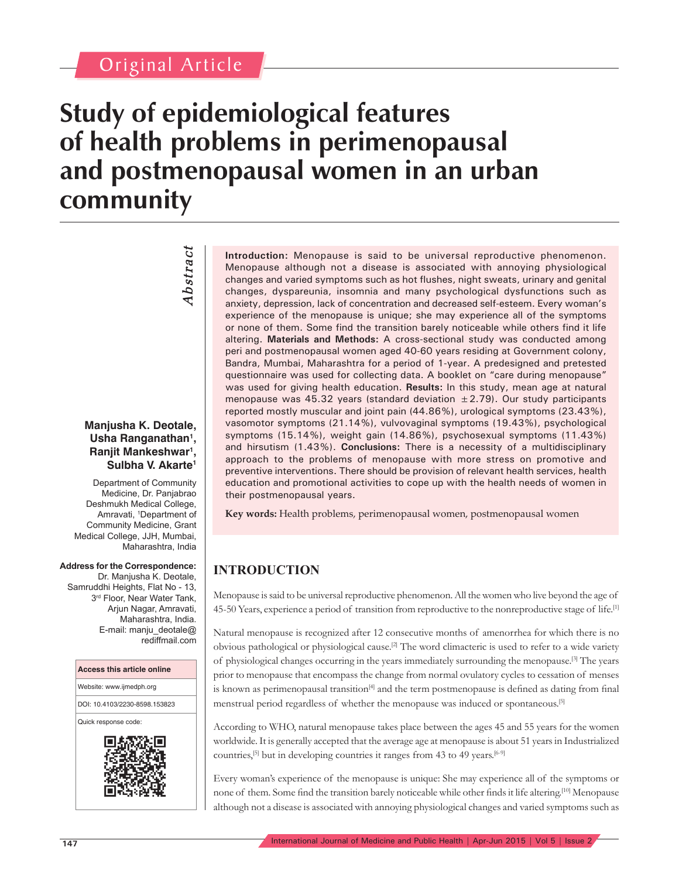Original Article

# Study of epidemiological features of health problems in perimenopausal and postmenopausal women in an urban community

**Manjusha K. Deotale, Usha Ranganathan[1], Ranjit Mankeshwar[1], Sulbha V. Akarte[1]**

Department of Community Medicine, Dr. Panjabrao Deshmukh Medical College, Amravati, [1]Department of Community Medicine, Grant Medical College, JJH, Mumbai, Maharashtra, India

**Address for the Correspondence:**
Dr. Manjusha K. Deotale, Samruddhi Heights, Flat No - 13, 3rd Floor, Near Water Tank, Arjun Nagar, Amravati, Maharashtra, India.
E-mail: manju_deotale@rediffmail.com

| Access this article online |
|---|
| Website: www.ijmedph.org |
| DOI: 10.4103/2230-8598.153823 |
| Quick response code: |

## *Abstract*

**Introduction:** Menopause is said to be universal reproductive phenomenon. Menopause although not a disease is associated with annoying physiological changes and varied symptoms such as hot flushes, night sweats, urinary and genital changes, dyspareunia, insomnia and many psychological dysfunctions such as anxiety, depression, lack of concentration and decreased self-esteem. Every woman's experience of the menopause is unique; she may experience all of the symptoms or none of them. Some find the transition barely noticeable while others find it life altering. **Materials and Methods:** A cross-sectional study was conducted among peri and postmenopausal women aged 40-60 years residing at Government colony, Bandra, Mumbai, Maharashtra for a period of 1-year. A predesigned and pretested questionnaire was used for collecting data. A booklet on "care during menopause" was used for giving health education. **Results:** In this study, mean age at natural menopause was 45.32 years (standard deviation ±2.79). Our study participants reported mostly muscular and joint pain (44.86%), urological symptoms (23.43%), vasomotor symptoms (21.14%), vulvovaginal symptoms (19.43%), psychological symptoms (15.14%), weight gain (14.86%), psychosexual symptoms (11.43%) and hirsutism (1.43%). **Conclusions:** There is a necessity of a multidisciplinary approach to the problems of menopause with more stress on promotive and preventive interventions. There should be provision of relevant health services, health education and promotional activities to cope up with the health needs of women in their postmenopausal years.

**Key words:** Health problems, perimenopausal women, postmenopausal women

## INTRODUCTION

Menopause is said to be universal reproductive phenomenon. All the women who live beyond the age of 45-50 Years, experience a period of transition from reproductive to the nonreproductive stage of life.[1]

Natural menopause is recognized after 12 consecutive months of amenorrhea for which there is no obvious pathological or physiological cause.[2] The word climacteric is used to refer to a wide variety of physiological changes occurring in the years immediately surrounding the menopause.[3] The years prior to menopause that encompass the change from normal ovulatory cycles to cessation of menses is known as perimenopausal transition[4] and the term postmenopause is defined as dating from final menstrual period regardless of whether the menopause was induced or spontaneous.[5]

According to WHO, natural menopause takes place between the ages 45 and 55 years for the women worldwide. It is generally accepted that the average age at menopause is about 51 years in Industrialized countries,[5] but in developing countries it ranges from 43 to 49 years.[6-9]

Every woman's experience of the menopause is unique: She may experience all of the symptoms or none of them. Some find the transition barely noticeable while other finds it life altering.[10] Menopause although not a disease is associated with annoying physiological changes and varied symptoms such as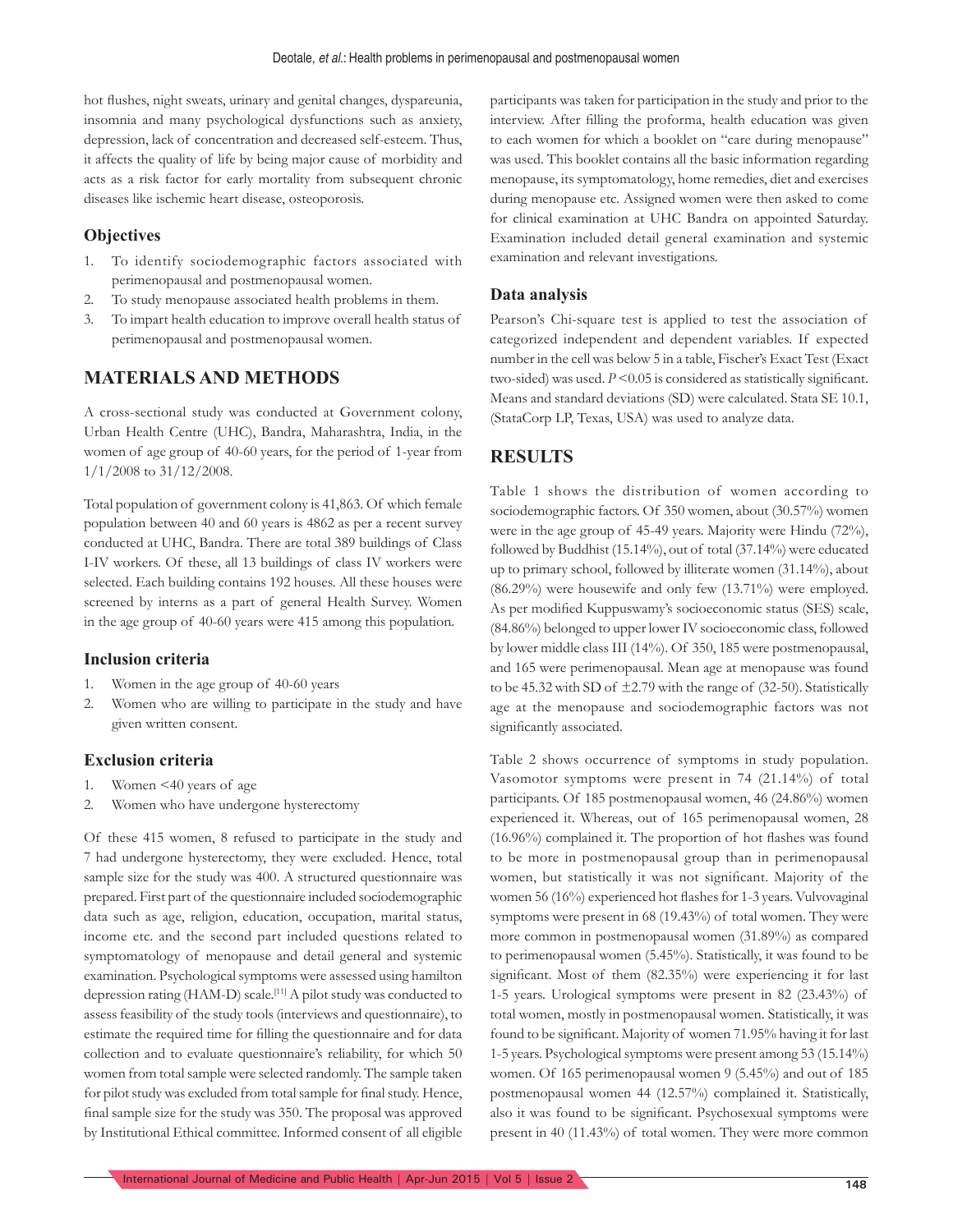hot flushes, night sweats, urinary and genital changes, dyspareunia, insomnia and many psychological dysfunctions such as anxiety, depression, lack of concentration and decreased self-esteem. Thus, it affects the quality of life by being major cause of morbidity and acts as a risk factor for early mortality from subsequent chronic diseases like ischemic heart disease, osteoporosis.

### Objectives

1. To identify sociodemographic factors associated with perimenopausal and postmenopausal women.
2. To study menopause associated health problems in them.
3. To impart health education to improve overall health status of perimenopausal and postmenopausal women.

## MATERIALS AND METHODS

A cross-sectional study was conducted at Government colony, Urban Health Centre (UHC), Bandra, Maharashtra, India, in the women of age group of 40-60 years, for the period of 1-year from 1/1/2008 to 31/12/2008.

Total population of government colony is 41,863. Of which female population between 40 and 60 years is 4862 as per a recent survey conducted at UHC, Bandra. There are total 389 buildings of Class I-IV workers. Of these, all 13 buildings of class IV workers were selected. Each building contains 192 houses. All these houses were screened by interns as a part of general Health Survey. Women in the age group of 40-60 years were 415 among this population.

### Inclusion criteria

1. Women in the age group of 40-60 years
2. Women who are willing to participate in the study and have given written consent.

### Exclusion criteria

1. Women <40 years of age
2. Women who have undergone hysterectomy

Of these 415 women, 8 refused to participate in the study and 7 had undergone hysterectomy, they were excluded. Hence, total sample size for the study was 400. A structured questionnaire was prepared. First part of the questionnaire included sociodemographic data such as age, religion, education, occupation, marital status, income etc. and the second part included questions related to symptomatology of menopause and detail general and systemic examination. Psychological symptoms were assessed using hamilton depression rating (HAM-D) scale.[11] A pilot study was conducted to assess feasibility of the study tools (interviews and questionnaire), to estimate the required time for filling the questionnaire and for data collection and to evaluate questionnaire's reliability, for which 50 women from total sample were selected randomly. The sample taken for pilot study was excluded from total sample for final study. Hence, final sample size for the study was 350. The proposal was approved by Institutional Ethical committee. Informed consent of all eligible participants was taken for participation in the study and prior to the interview. After filling the proforma, health education was given to each women for which a booklet on "care during menopause" was used. This booklet contains all the basic information regarding menopause, its symptomatology, home remedies, diet and exercises during menopause etc. Assigned women were then asked to come for clinical examination at UHC Bandra on appointed Saturday. Examination included detail general examination and systemic examination and relevant investigations.

### Data analysis

Pearson's Chi-square test is applied to test the association of categorized independent and dependent variables. If expected number in the cell was below 5 in a table, Fischer's Exact Test (Exact two-sided) was used. $P<0.05$ is considered as statistically significant. Means and standard deviations (SD) were calculated. Stata SE 10.1, (StataCorp LP, Texas, USA) was used to analyze data.

## RESULTS

Table 1 shows the distribution of women according to sociodemographic factors. Of 350 women, about (30.57%) women were in the age group of 45-49 years. Majority were Hindu (72%), followed by Buddhist (15.14%), out of total (37.14%) were educated up to primary school, followed by illiterate women (31.14%), about (86.29%) were housewife and only few (13.71%) were employed. As per modified Kuppuswamy's socioeconomic status (SES) scale, (84.86%) belonged to upper lower IV socioeconomic class, followed by lower middle class III (14%). Of 350, 185 were postmenopausal, and 165 were perimenopausal. Mean age at menopause was found to be 45.32 with SD of $\pm$2.79 with the range of (32-50). Statistically age at the menopause and sociodemographic factors was not significantly associated.

Table 2 shows occurrence of symptoms in study population. Vasomotor symptoms were present in 74 (21.14%) of total participants. Of 185 postmenopausal women, 46 (24.86%) women experienced it. Whereas, out of 165 perimenopausal women, 28 (16.96%) complained it. The proportion of hot flashes was found to be more in postmenopausal group than in perimenopausal women, but statistically it was not significant. Majority of the women 56 (16%) experienced hot flashes for 1-3 years. Vulvovaginal symptoms were present in 68 (19.43%) of total women. They were more common in postmenopausal women (31.89%) as compared to perimenopausal women (5.45%). Statistically, it was found to be significant. Most of them (82.35%) were experiencing it for last 1-5 years. Urological symptoms were present in 82 (23.43%) of total women, mostly in postmenopausal women. Statistically, it was found to be significant. Majority of women 71.95% having it for last 1-5 years. Psychological symptoms were present among 53 (15.14%) women. Of 165 perimenopausal women 9 (5.45%) and out of 185 postmenopausal women 44 (12.57%) complained it. Statistically, also it was found to be significant. Psychosexual symptoms were present in 40 (11.43%) of total women. They were more common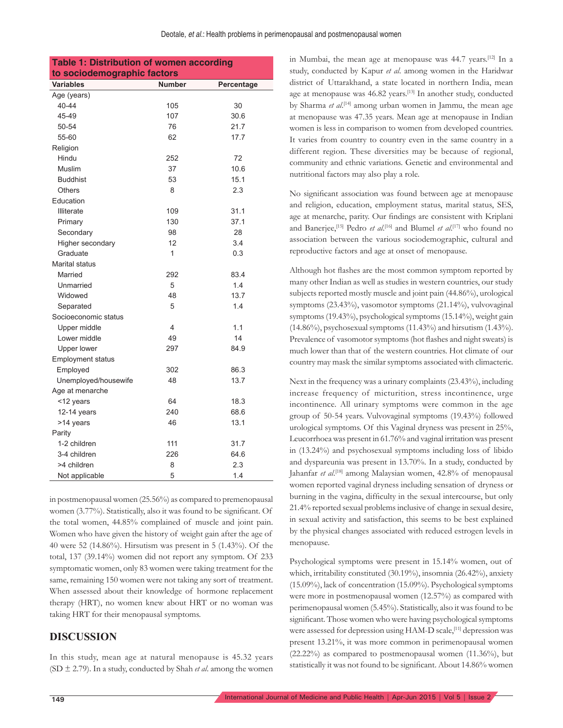**Table 1: Distribution of women according to sociodemographic factors**

| Variables | Number | Percentage |
|---|---|---|
| Age (years) | | |
| 40-44 | 105 | 30 |
| 45-49 | 107 | 30.6 |
| 50-54 | 76 | 21.7 |
| 55-60 | 62 | 17.7 |
| Religion | | |
| Hindu | 252 | 72 |
| Muslim | 37 | 10.6 |
| Buddhist | 53 | 15.1 |
| Others | 8 | 2.3 |
| Education | | |
| Illiterate | 109 | 31.1 |
| Primary | 130 | 37.1 |
| Secondary | 98 | 28 |
| Higher secondary | 12 | 3.4 |
| Graduate | 1 | 0.3 |
| Marital status | | |
| Married | 292 | 83.4 |
| Unmarried | 5 | 1.4 |
| Widowed | 48 | 13.7 |
| Separated | 5 | 1.4 |
| Socioeconomic status | | |
| Upper middle | 4 | 1.1 |
| Lower middle | 49 | 14 |
| Upper lower | 297 | 84.9 |
| Employment status | | |
| Employed | 302 | 86.3 |
| Unemployed/housewife | 48 | 13.7 |
| Age at menarche | | |
| <12 years | 64 | 18.3 |
| 12-14 years | 240 | 68.6 |
| >14 years | 46 | 13.1 |
| Parity | | |
| 1-2 children | 111 | 31.7 |
| 3-4 children | 226 | 64.6 |
| >4 children | 8 | 2.3 |
| Not applicable | 5 | 1.4 |

in postmenopausal women (25.56%) as compared to premenopausal women (3.77%). Statistically, also it was found to be significant. Of the total women, 44.85% complained of muscle and joint pain. Women who have given the history of weight gain after the age of 40 were 52 (14.86%). Hirsutism was present in 5 (1.43%). Of the total, 137 (39.14%) women did not report any symptom. Of 233 symptomatic women, only 83 women were taking treatment for the same, remaining 150 women were not taking any sort of treatment. When assessed about their knowledge of hormone replacement therapy (HRT), no women knew about HRT or no woman was taking HRT for their menopausal symptoms.

## DISCUSSION

In this study, mean age at natural menopause is 45.32 years (SD ± 2.79). In a study, conducted by Shah *et al.* among the women in Mumbai, the mean age at menopause was 44.7 years.[12] In a study, conducted by Kapur *et al.* among women in the Haridwar district of Uttarakhand, a state located in northern India, mean age at menopause was 46.82 years.[13] In another study, conducted by Sharma *et al.*[14] among urban women in Jammu, the mean age at menopause was 47.35 years. Mean age at menopause in Indian women is less in comparison to women from developed countries. It varies from country to country even in the same country in a different region. These diversities may be because of regional, community and ethnic variations. Genetic and environmental and nutritional factors may also play a role.

No significant association was found between age at menopause and religion, education, employment status, marital status, SES, age at menarche, parity. Our findings are consistent with Kriplani and Banerjee,[15] Pedro *et al.*[16] and Blumel *et al.*[17] who found no association between the various sociodemographic, cultural and reproductive factors and age at onset of menopause.

Although hot flashes are the most common symptom reported by many other Indian as well as studies in western countries, our study subjects reported mostly muscle and joint pain (44.86%), urological symptoms (23.43%), vasomotor symptoms (21.14%), vulvovaginal symptoms (19.43%), psychological symptoms (15.14%), weight gain (14.86%), psychosexual symptoms (11.43%) and hirsutism (1.43%). Prevalence of vasomotor symptoms (hot flashes and night sweats) is much lower than that of the western countries. Hot climate of our country may mask the similar symptoms associated with climacteric.

Next in the frequency was a urinary complaints (23.43%), including increase frequency of micturition, stress incontinence, urge incontinence. All urinary symptoms were common in the age group of 50-54 years. Vulvovaginal symptoms (19.43%) followed urological symptoms. Of this Vaginal dryness was present in 25%, Leucorrhoea was present in 61.76% and vaginal irritation was present in (13.24%) and psychosexual symptoms including loss of libido and dyspareunia was present in 13.70%. In a study, conducted by Jahanfar *et al.*[18] among Malaysian women, 42.8% of menopausal women reported vaginal dryness including sensation of dryness or burning in the vagina, difficulty in the sexual intercourse, but only 21.4% reported sexual problems inclusive of change in sexual desire, in sexual activity and satisfaction, this seems to be best explained by the physical changes associated with reduced estrogen levels in menopause.

Psychological symptoms were present in 15.14% women, out of which, irritability constituted (30.19%), insomnia (26.42%), anxiety (15.09%), lack of concentration (15.09%). Psychological symptoms were more in postmenopausal women (12.57%) as compared with perimenopausal women (5.45%). Statistically, also it was found to be significant. Those women who were having psychological symptoms were assessed for depression using HAM-D scale,[11] depression was present 13.21%, it was more common in perimenopausal women (22.22%) as compared to postmenopausal women (11.36%), but statistically it was not found to be significant. About 14.86% women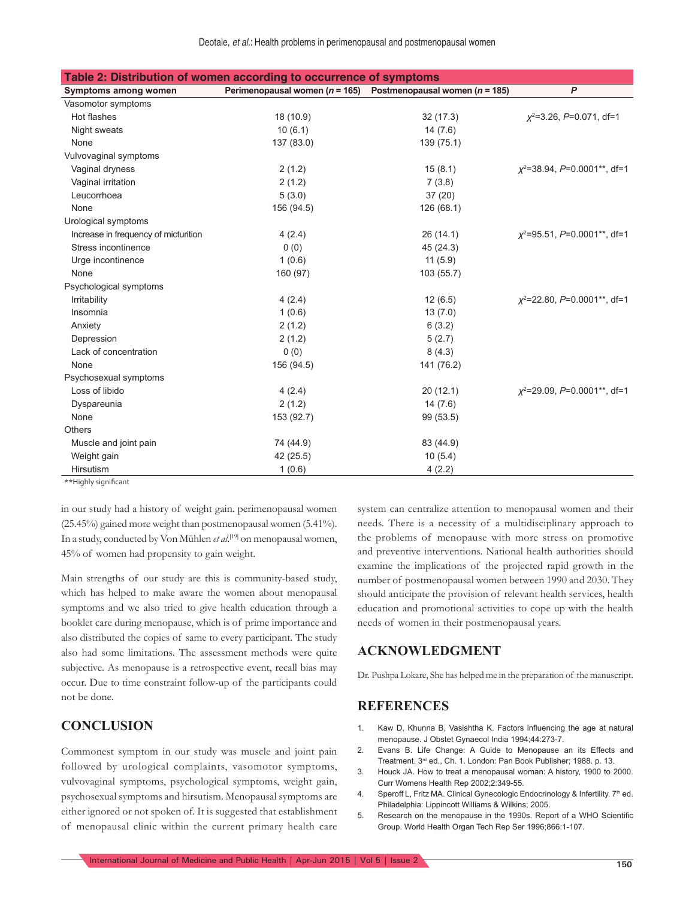**Table 2: Distribution of women according to occurrence of symptoms**

| Symptoms among women | Perimenopausal women ($n$ = 165) | Postmenopausal women ($n$ = 185) | $P$ |
|---|---|---|---|
| Vasomotor symptoms | | | |
| Hot flashes | 18 (10.9) | 32 (17.3) | $\chi^2$=3.26, $P$=0.071, df=1 |
| Night sweats | 10 (6.1) | 14 (7.6) | |
| None | 137 (83.0) | 139 (75.1) | |
| Vulvovaginal symptoms | | | |
| Vaginal dryness | 2 (1.2) | 15 (8.1) | $\chi^2$=38.94, $P$=0.0001**, df=1 |
| Vaginal irritation | 2 (1.2) | 7 (3.8) | |
| Leucorrhoea | 5 (3.0) | 37 (20) | |
| None | 156 (94.5) | 126 (68.1) | |
| Urological symptoms | | | |
| Increase in frequency of micturition | 4 (2.4) | 26 (14.1) | $\chi^2$=95.51, $P$=0.0001**, df=1 |
| Stress incontinence | 0 (0) | 45 (24.3) | |
| Urge incontinence | 1 (0.6) | 11 (5.9) | |
| None | 160 (97) | 103 (55.7) | |
| Psychological symptoms | | | |
| Irritability | 4 (2.4) | 12 (6.5) | $\chi^2$=22.80, $P$=0.0001**, df=1 |
| Insomnia | 1 (0.6) | 13 (7.0) | |
| Anxiety | 2 (1.2) | 6 (3.2) | |
| Depression | 2 (1.2) | 5 (2.7) | |
| Lack of concentration | 0 (0) | 8 (4.3) | |
| None | 156 (94.5) | 141 (76.2) | |
| Psychosexual symptoms | | | |
| Loss of libido | 4 (2.4) | 20 (12.1) | $\chi^2$=29.09, $P$=0.0001**, df=1 |
| Dyspareunia | 2 (1.2) | 14 (7.6) | |
| None | 153 (92.7) | 99 (53.5) | |
| Others | | | |
| Muscle and joint pain | 74 (44.9) | 83 (44.9) | |
| Weight gain | 42 (25.5) | 10 (5.4) | |
| Hirsutism | 1 (0.6) | 4 (2.2) | |

**Highly significant

in our study had a history of weight gain. perimenopausal women (25.45%) gained more weight than postmenopausal women (5.41%). In a study, conducted by Von Mühlen *et al.*[19] on menopausal women, 45% of women had propensity to gain weight.

Main strengths of our study are this is community-based study, which has helped to make aware the women about menopausal symptoms and we also tried to give health education through a booklet care during menopause, which is of prime importance and also distributed the copies of same to every participant. The study also had some limitations. The assessment methods were quite subjective. As menopause is a retrospective event, recall bias may occur. Due to time constraint follow-up of the participants could not be done.

## CONCLUSION

Commonest symptom in our study was muscle and joint pain followed by urological complaints, vasomotor symptoms, vulvovaginal symptoms, psychological symptoms, weight gain, psychosexual symptoms and hirsutism. Menopausal symptoms are either ignored or not spoken of. It is suggested that establishment of menopausal clinic within the current primary health care system can centralize attention to menopausal women and their needs. There is a necessity of a multidisciplinary approach to the problems of menopause with more stress on promotive and preventive interventions. National health authorities should examine the implications of the projected rapid growth in the number of postmenopausal women between 1990 and 2030. They should anticipate the provision of relevant health services, health education and promotional activities to cope up with the health needs of women in their postmenopausal years.

## ACKNOWLEDGMENT

Dr. Pushpa Lokare, She has helped me in the preparation of the manuscript.

## REFERENCES

1. Kaw D, Khunna B, Vasishtha K. Factors influencing the age at natural menopause. J Obstet Gynaecol India 1994;44:273-7.
2. Evans B. Life Change: A Guide to Menopause an its Effects and Treatment. 3rd ed., Ch. 1. London: Pan Book Publisher; 1988. p. 13.
3. Houck JA. How to treat a menopausal woman: A history, 1900 to 2000. Curr Womens Health Rep 2002;2:349-55.
4. Speroff L, Fritz MA. Clinical Gynecologic Endocrinology & Infertility. 7th ed. Philadelphia: Lippincott Williams & Wilkins; 2005.
5. Research on the menopause in the 1990s. Report of a WHO Scientific Group. World Health Organ Tech Rep Ser 1996;866:1-107.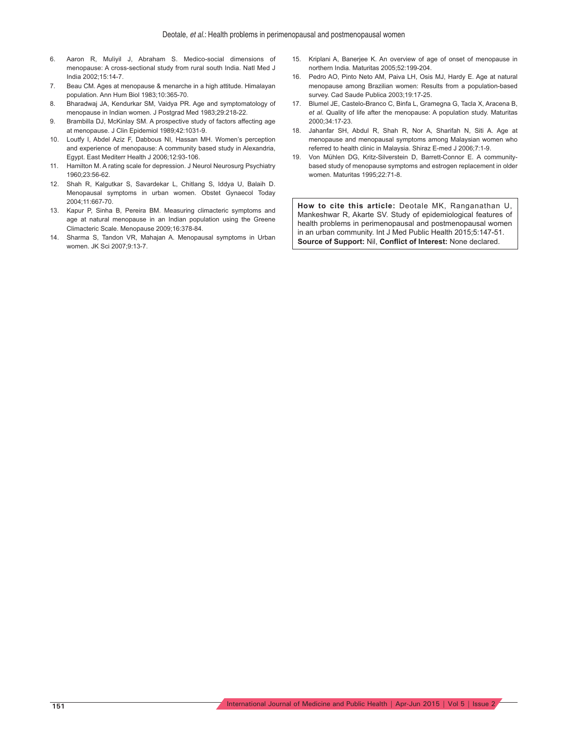6. Aaron R, Muliyil J, Abraham S. Medico-social dimensions of menopause: A cross-sectional study from rural south India. Natl Med J India 2002;15:14-7.
7. Beau CM. Ages at menopause & menarche in a high attitude. Himalayan population. Ann Hum Biol 1983;10:365-70.
8. Bharadwaj JA, Kendurkar SM, Vaidya PR. Age and symptomatology of menopause in Indian women. J Postgrad Med 1983;29:218-22.
9. Brambilla DJ, McKinlay SM. A prospective study of factors affecting age at menopause. J Clin Epidemiol 1989;42:1031-9.
10. Loutfy I, Abdel Aziz F, Dabbous NI, Hassan MH. Women's perception and experience of menopause: A community based study in Alexandria, Egypt. East Mediterr Health J 2006;12:93-106.
11. Hamilton M. A rating scale for depression. J Neurol Neurosurg Psychiatry 1960;23:56-62.
12. Shah R, Kalgutkar S, Savardekar L, Chitlang S, Iddya U, Balaih D. Menopausal symptoms in urban women. Obstet Gynaecol Today 2004;11:667-70.
13. Kapur P, Sinha B, Pereira BM. Measuring climacteric symptoms and age at natural menopause in an Indian population using the Greene Climacteric Scale. Menopause 2009;16:378-84.
14. Sharma S, Tandon VR, Mahajan A. Menopausal symptoms in Urban women. JK Sci 2007;9:13-7.
15. Kriplani A, Banerjee K. An overview of age of onset of menopause in northern India. Maturitas 2005;52:199-204.
16. Pedro AO, Pinto Neto AM, Paiva LH, Osis MJ, Hardy E. Age at natural menopause among Brazilian women: Results from a population-based survey. Cad Saude Publica 2003;19:17-25.
17. Blumel JE, Castelo-Branco C, Binfa L, Gramegna G, Tacla X, Aracena B, *et al.* Quality of life after the menopause: A population study. Maturitas 2000;34:17-23.
18. Jahanfar SH, Abdul R, Shah R, Nor A, Sharifah N, Siti A. Age at menopause and menopausal symptoms among Malaysian women who referred to health clinic in Malaysia. Shiraz E-med J 2006;7:1-9.
19. Von Mühlen DG, Kritz-Silverstein D, Barrett-Connor E. A community-based study of menopause symptoms and estrogen replacement in older women. Maturitas 1995;22:71-8.

**How to cite this article:** Deotale MK, Ranganathan U, Mankeshwar R, Akarte SV. Study of epidemiological features of health problems in perimenopausal and postmenopausal women in an urban community. Int J Med Public Health 2015;5:147-51.
**Source of Support:** Nil, **Conflict of Interest:** None declared.